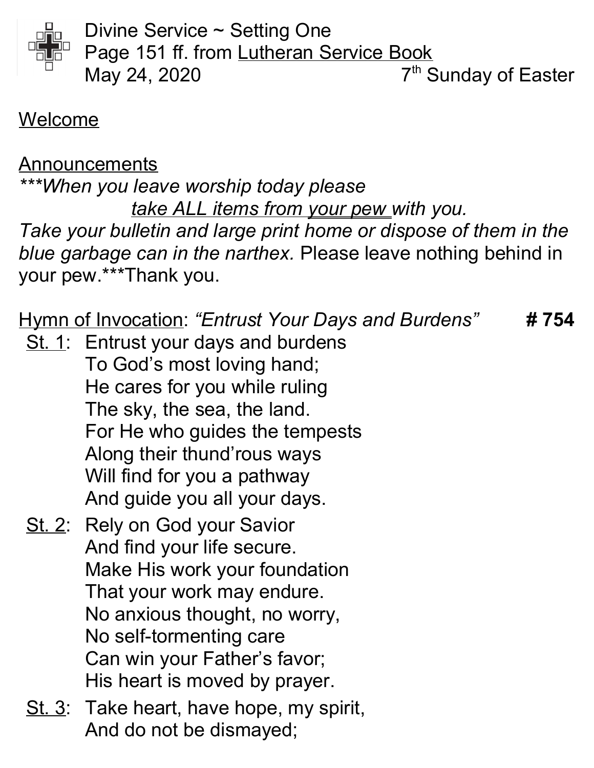Divine Service ~ Setting One
Page 151 ff. from Lutheran Service Book
May 24, 2020 — 7th Sunday of Easter

## Welcome

## Announcements

****When you leave worship today please*
*take ALL items from your pew with you.*
*Take your bulletin and large print home or dispose of them in the blue garbage can in the narthex.* Please leave nothing behind in your pew.***Thank you.

**Hymn of Invocation**: *"Entrust Your Days and Burdens"* **# 754**

St. 1: Entrust your days and burdens
To God's most loving hand;
He cares for you while ruling
The sky, the sea, the land.
For He who guides the tempests
Along their thund'rous ways
Will find for you a pathway
And guide you all your days.

St. 2: Rely on God your Savior
And find your life secure.
Make His work your foundation
That your work may endure.
No anxious thought, no worry,
No self-tormenting care
Can win your Father's favor;
His heart is moved by prayer.

St. 3: Take heart, have hope, my spirit,
And do not be dismayed;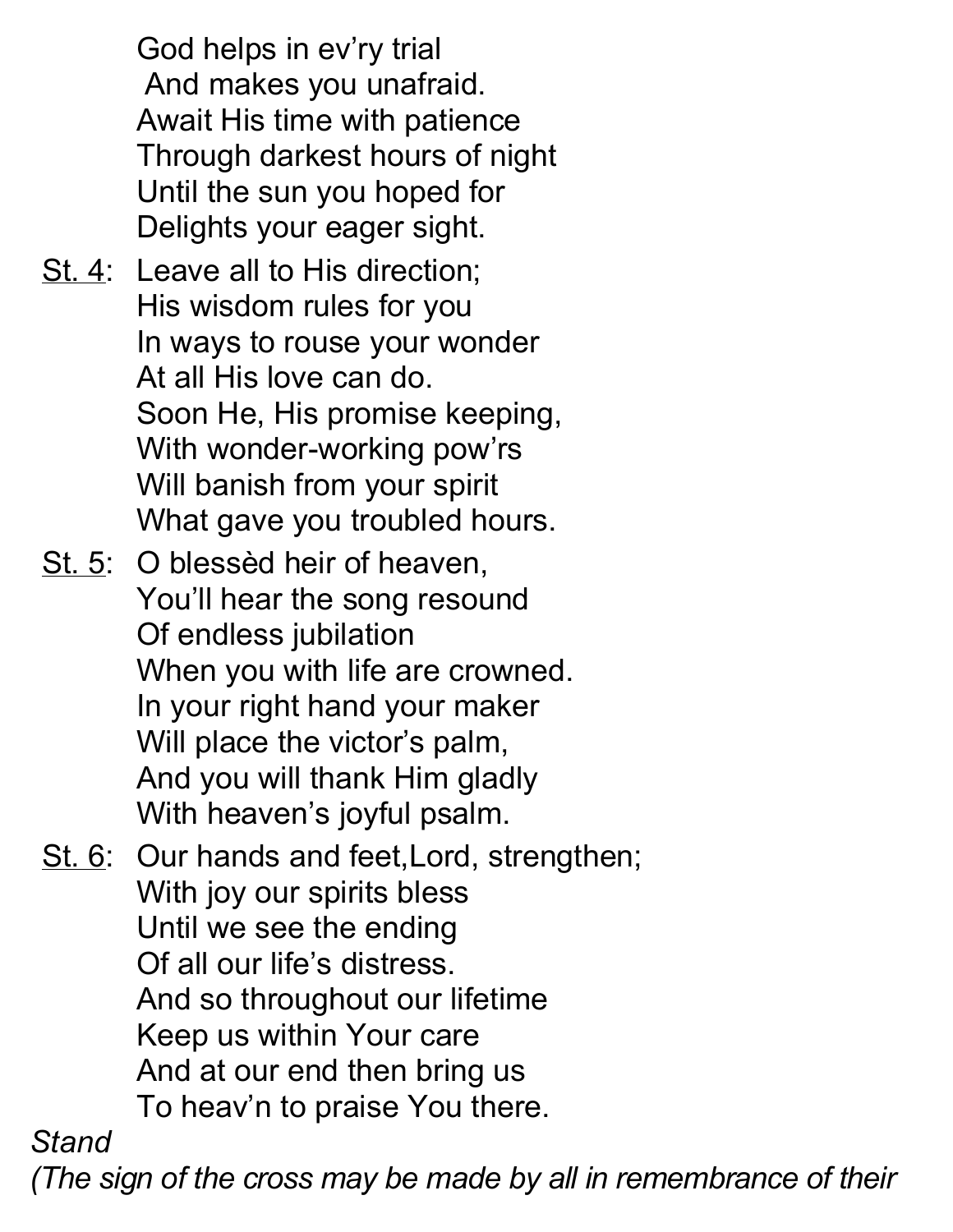God helps in ev'ry trial
And makes you unafraid.
Await His time with patience
Through darkest hours of night
Until the sun you hoped for
Delights your eager sight.

<u>St. 4</u>: Leave all to His direction;
His wisdom rules for you
In ways to rouse your wonder
At all His love can do.
Soon He, His promise keeping,
With wonder-working pow'rs
Will banish from your spirit
What gave you troubled hours.

<u>St. 5</u>: O blessèd heir of heaven,
You'll hear the song resound
Of endless jubilation
When you with life are crowned.
In your right hand your maker
Will place the victor's palm,
And you will thank Him gladly
With heaven's joyful psalm.

<u>St. 6</u>: Our hands and feet,Lord, strengthen;
With joy our spirits bless
Until we see the ending
Of all our life's distress.
And so throughout our lifetime
Keep us within Your care
And at our end then bring us
To heav'n to praise You there.

*Stand*

*(The sign of the cross may be made by all in remembrance of their*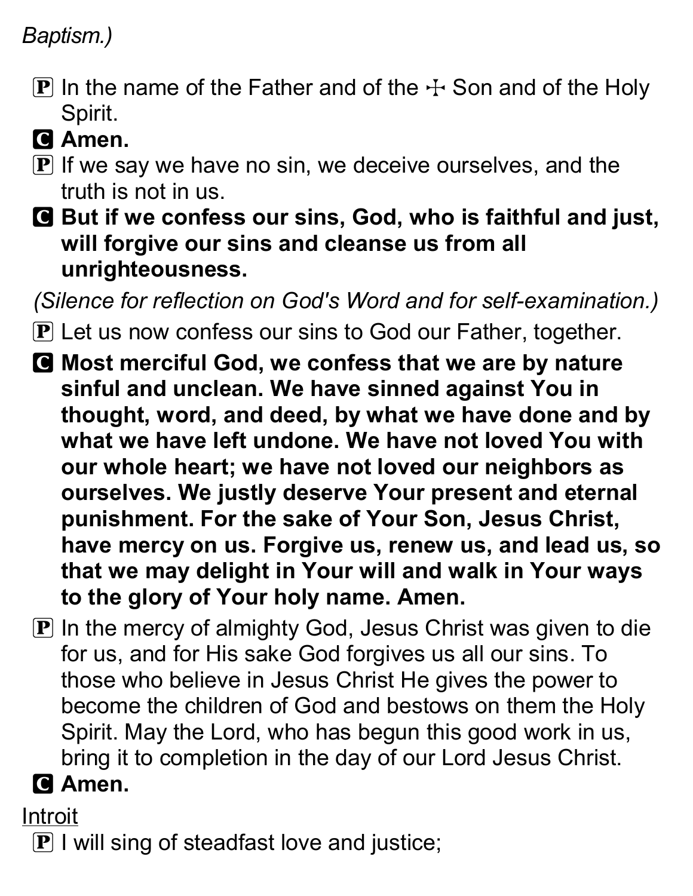*Baptism.)*

P In the name of the Father and of the ☩ Son and of the Holy Spirit.

C **Amen.**

P If we say we have no sin, we deceive ourselves, and the truth is not in us.

C **But if we confess our sins, God, who is faithful and just, will forgive our sins and cleanse us from all unrighteousness.**

*(Silence for reflection on God's Word and for self-examination.)*

P Let us now confess our sins to God our Father, together.

C **Most merciful God, we confess that we are by nature sinful and unclean. We have sinned against You in thought, word, and deed, by what we have done and by what we have left undone. We have not loved You with our whole heart; we have not loved our neighbors as ourselves. We justly deserve Your present and eternal punishment. For the sake of Your Son, Jesus Christ, have mercy on us. Forgive us, renew us, and lead us, so that we may delight in Your will and walk in Your ways to the glory of Your holy name. Amen.**

P In the mercy of almighty God, Jesus Christ was given to die for us, and for His sake God forgives us all our sins. To those who believe in Jesus Christ He gives the power to become the children of God and bestows on them the Holy Spirit. May the Lord, who has begun this good work in us, bring it to completion in the day of our Lord Jesus Christ.

C **Amen.**

Introit

P I will sing of steadfast love and justice;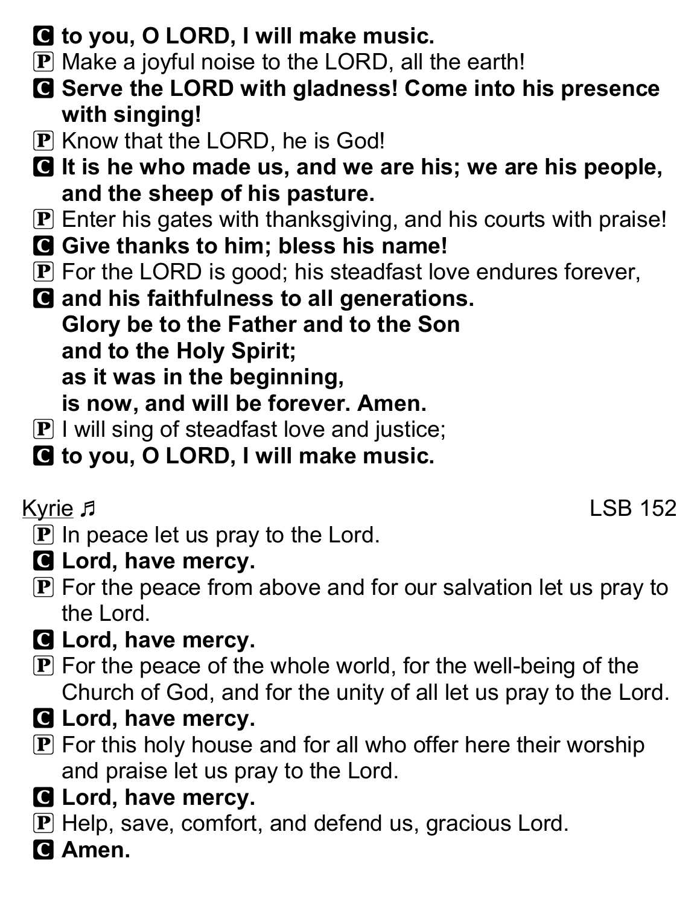**C to you, O LORD, I will make music.**

P Make a joyful noise to the LORD, all the earth!

**C Serve the LORD with gladness! Come into his presence with singing!**

P Know that the LORD, he is God!

**C It is he who made us, and we are his; we are his people, and the sheep of his pasture.**

P Enter his gates with thanksgiving, and his courts with praise!

**C Give thanks to him; bless his name!**

P For the LORD is good; his steadfast love endures forever,

**C and his faithfulness to all generations.**
**Glory be to the Father and to the Son**
**and to the Holy Spirit;**
**as it was in the beginning,**
**is now, and will be forever. Amen.**

P I will sing of steadfast love and justice;

**C to you, O LORD, I will make music.**

Kyrie ♬ LSB 152

P In peace let us pray to the Lord.

**C Lord, have mercy.**

P For the peace from above and for our salvation let us pray to the Lord.

**C Lord, have mercy.**

P For the peace of the whole world, for the well-being of the Church of God, and for the unity of all let us pray to the Lord.

**C Lord, have mercy.**

P For this holy house and for all who offer here their worship and praise let us pray to the Lord.

**C Lord, have mercy.**

P Help, save, comfort, and defend us, gracious Lord.

**C Amen.**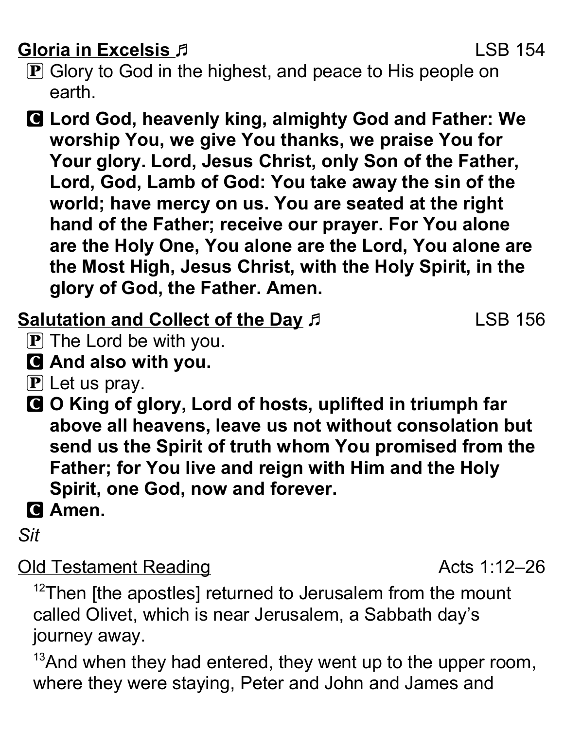**Gloria in Excelsis ♬** LSB 154

P Glory to God in the highest, and peace to His people on earth.

C **Lord God, heavenly king, almighty God and Father: We worship You, we give You thanks, we praise You for Your glory. Lord, Jesus Christ, only Son of the Father, Lord, God, Lamb of God: You take away the sin of the world; have mercy on us. You are seated at the right hand of the Father; receive our prayer. For You alone are the Holy One, You alone are the Lord, You alone are the Most High, Jesus Christ, with the Holy Spirit, in the glory of God, the Father. Amen.**

**Salutation and Collect of the Day ♬** LSB 156

P The Lord be with you.

C **And also with you.**

P Let us pray.

C **O King of glory, Lord of hosts, uplifted in triumph far above all heavens, leave us not without consolation but send us the Spirit of truth whom You promised from the Father; for You live and reign with Him and the Holy Spirit, one God, now and forever.**

C **Amen.**

*Sit*

Old Testament Reading Acts 1:12–26

[12]Then [the apostles] returned to Jerusalem from the mount called Olivet, which is near Jerusalem, a Sabbath day's journey away.

[13]And when they had entered, they went up to the upper room, where they were staying, Peter and John and James and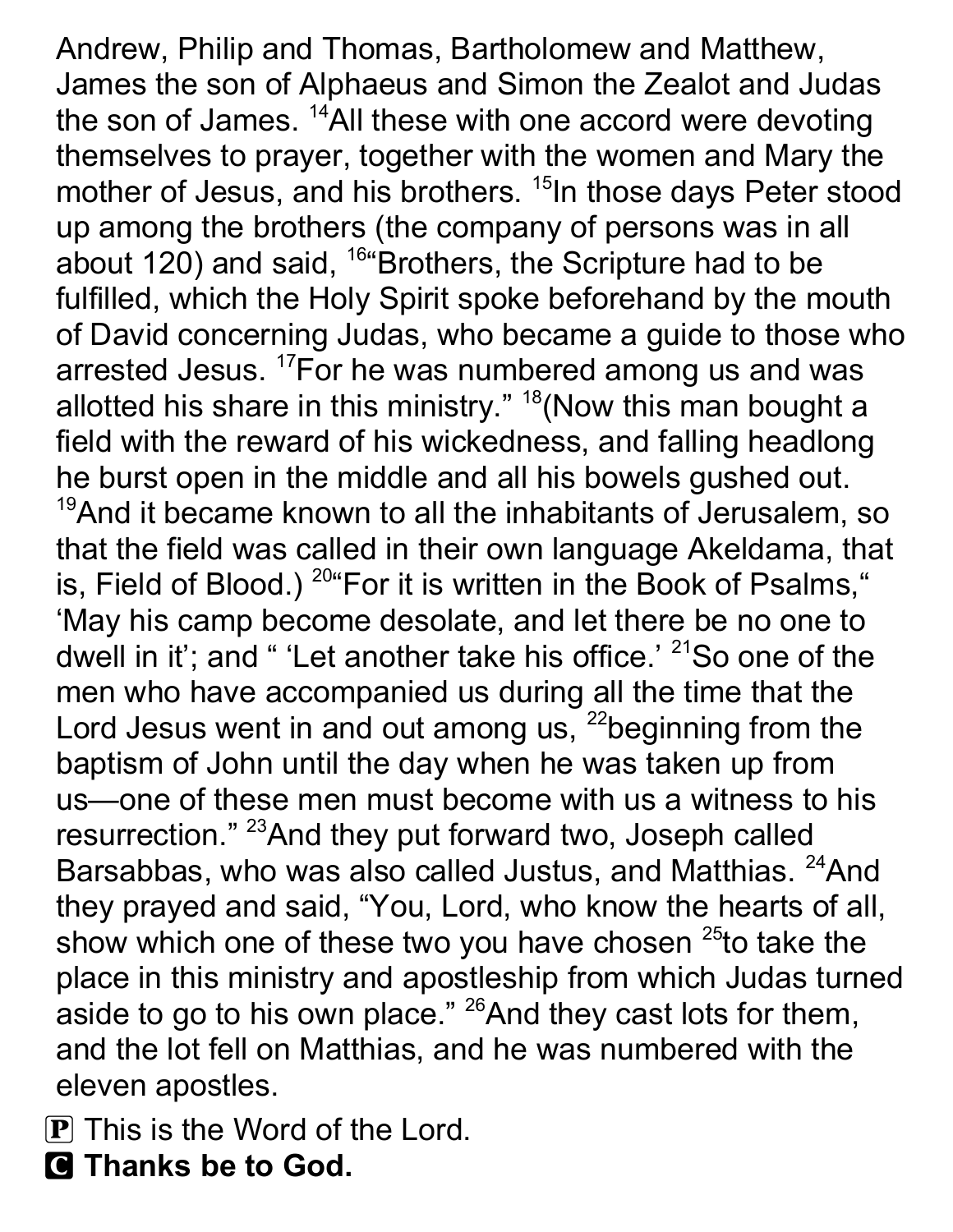Andrew, Philip and Thomas, Bartholomew and Matthew, James the son of Alphaeus and Simon the Zealot and Judas the son of James. [14]All these with one accord were devoting themselves to prayer, together with the women and Mary the mother of Jesus, and his brothers. [15]In those days Peter stood up among the brothers (the company of persons was in all about 120) and said, [16]"Brothers, the Scripture had to be fulfilled, which the Holy Spirit spoke beforehand by the mouth of David concerning Judas, who became a guide to those who arrested Jesus. [17]For he was numbered among us and was allotted his share in this ministry." [18](Now this man bought a field with the reward of his wickedness, and falling headlong he burst open in the middle and all his bowels gushed out. [19]And it became known to all the inhabitants of Jerusalem, so that the field was called in their own language Akeldama, that is, Field of Blood.) [20]"For it is written in the Book of Psalms," 'May his camp become desolate, and let there be no one to dwell in it'; and " 'Let another take his office.' [21]So one of the men who have accompanied us during all the time that the Lord Jesus went in and out among us, [22]beginning from the baptism of John until the day when he was taken up from us—one of these men must become with us a witness to his resurrection." [23]And they put forward two, Joseph called Barsabbas, who was also called Justus, and Matthias. [24]And they prayed and said, "You, Lord, who know the hearts of all, show which one of these two you have chosen [25]to take the place in this ministry and apostleship from which Judas turned aside to go to his own place." [26]And they cast lots for them, and the lot fell on Matthias, and he was numbered with the eleven apostles.

P This is the Word of the Lord.
**C Thanks be to God.**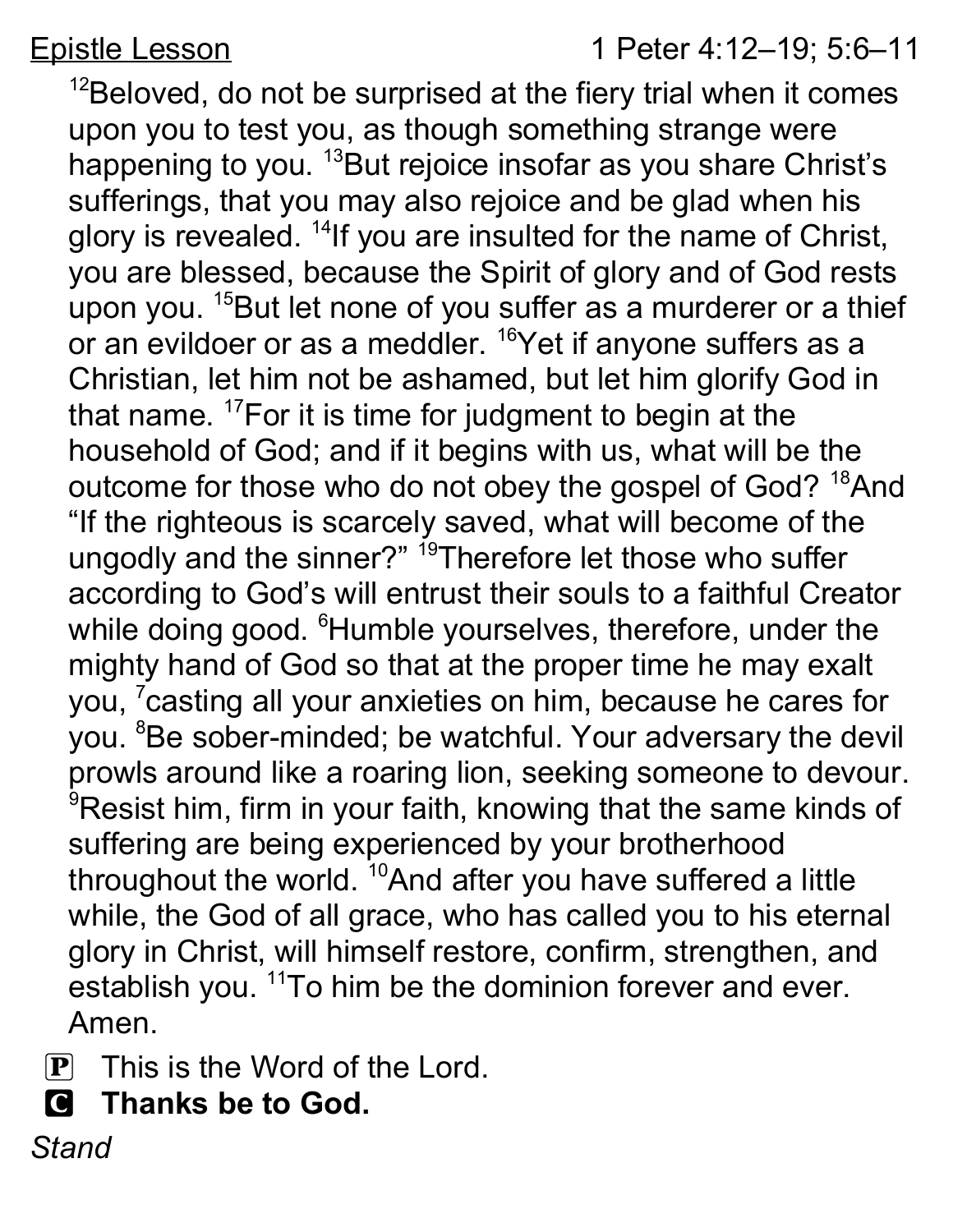Epistle Lesson 1 Peter 4:12–19; 5:6–11

[12]Beloved, do not be surprised at the fiery trial when it comes upon you to test you, as though something strange were happening to you. [13]But rejoice insofar as you share Christ's sufferings, that you may also rejoice and be glad when his glory is revealed. [14]If you are insulted for the name of Christ, you are blessed, because the Spirit of glory and of God rests upon you. [15]But let none of you suffer as a murderer or a thief or an evildoer or as a meddler. [16]Yet if anyone suffers as a Christian, let him not be ashamed, but let him glorify God in that name. [17]For it is time for judgment to begin at the household of God; and if it begins with us, what will be the outcome for those who do not obey the gospel of God? [18]And "If the righteous is scarcely saved, what will become of the ungodly and the sinner?" [19]Therefore let those who suffer according to God's will entrust their souls to a faithful Creator while doing good. [6]Humble yourselves, therefore, under the mighty hand of God so that at the proper time he may exalt you, [7]casting all your anxieties on him, because he cares for you. [8]Be sober-minded; be watchful. Your adversary the devil prowls around like a roaring lion, seeking someone to devour. [9]Resist him, firm in your faith, knowing that the same kinds of suffering are being experienced by your brotherhood throughout the world. [10]And after you have suffered a little while, the God of all grace, who has called you to his eternal glory in Christ, will himself restore, confirm, strengthen, and establish you. [11]To him be the dominion forever and ever. Amen.

P This is the Word of the Lord.

C **Thanks be to God.**

*Stand*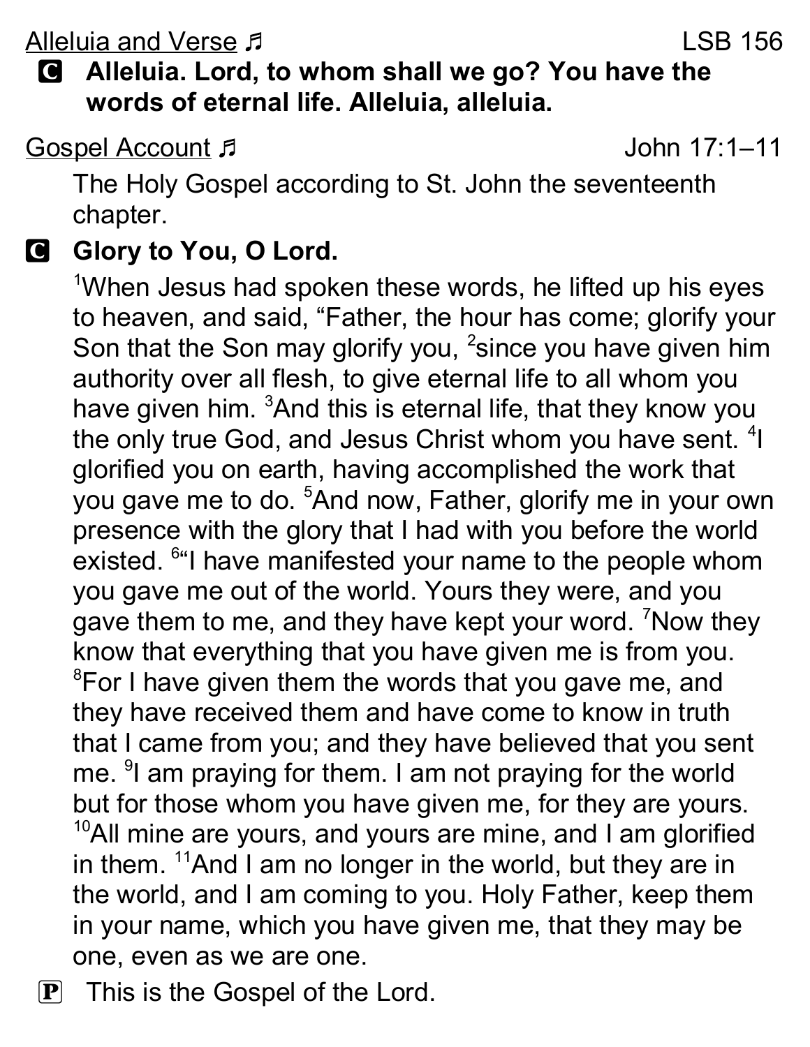Alleluia and Verse ♬ LSB 156

**C** **Alleluia. Lord, to whom shall we go? You have the words of eternal life. Alleluia, alleluia.**

Gospel Account ♬ John 17:1–11

The Holy Gospel according to St. John the seventeenth chapter.

**C** **Glory to You, O Lord.**

[1]When Jesus had spoken these words, he lifted up his eyes to heaven, and said, "Father, the hour has come; glorify your Son that the Son may glorify you, [2]since you have given him authority over all flesh, to give eternal life to all whom you have given him. [3]And this is eternal life, that they know you the only true God, and Jesus Christ whom you have sent. [4]I glorified you on earth, having accomplished the work that you gave me to do. [5]And now, Father, glorify me in your own presence with the glory that I had with you before the world existed. [6]"I have manifested your name to the people whom you gave me out of the world. Yours they were, and you gave them to me, and they have kept your word. [7]Now they know that everything that you have given me is from you. [8]For I have given them the words that you gave me, and they have received them and have come to know in truth that I came from you; and they have believed that you sent me. [9]I am praying for them. I am not praying for the world but for those whom you have given me, for they are yours. [10]All mine are yours, and yours are mine, and I am glorified in them. [11]And I am no longer in the world, but they are in the world, and I am coming to you. Holy Father, keep them in your name, which you have given me, that they may be one, even as we are one.

**P** This is the Gospel of the Lord.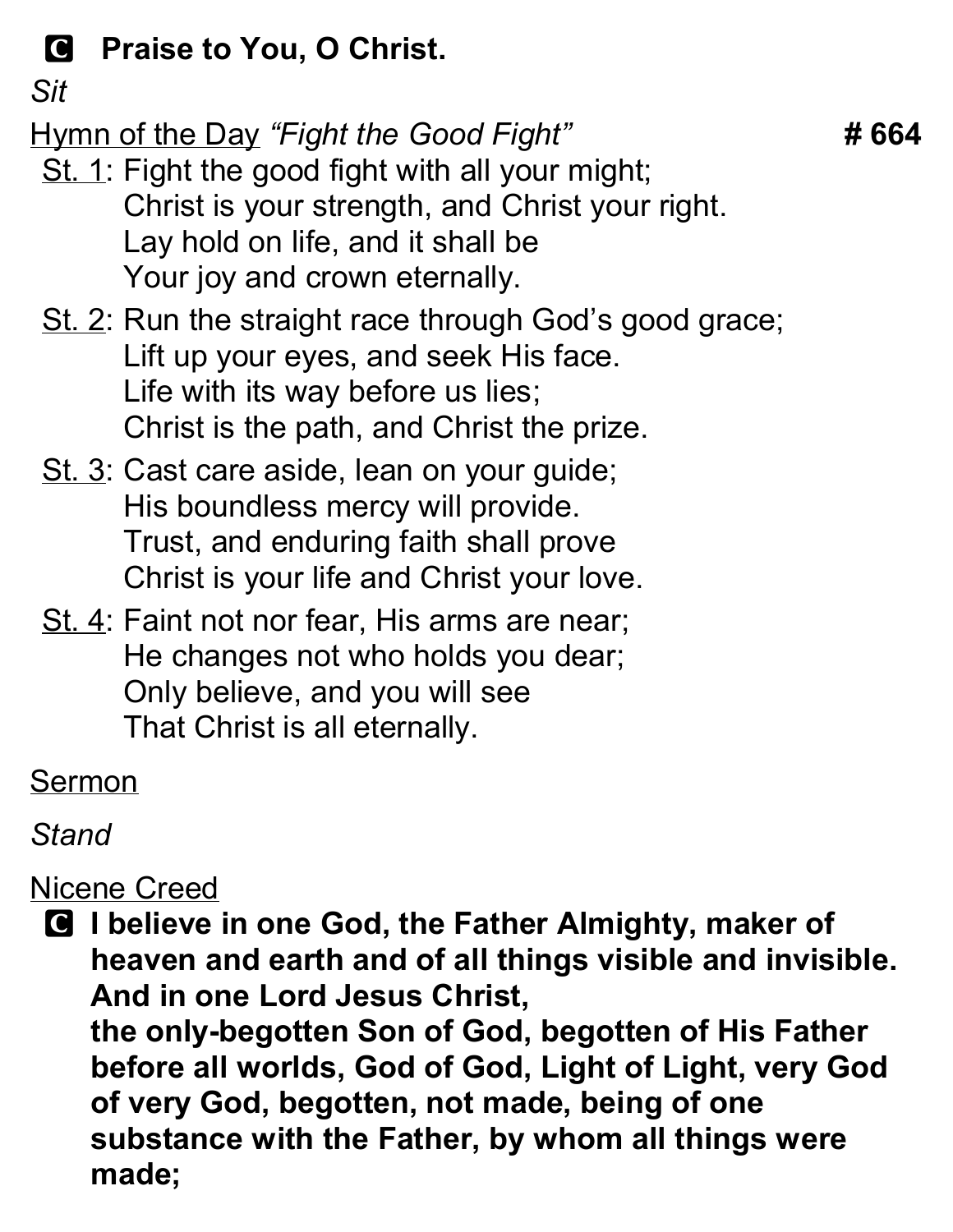**C Praise to You, O Christ.**

*Sit*

Hymn of the Day *"Fight the Good Fight"* **# 664**

St. 1: Fight the good fight with all your might;
Christ is your strength, and Christ your right.
Lay hold on life, and it shall be
Your joy and crown eternally.

St. 2: Run the straight race through God's good grace;
Lift up your eyes, and seek His face.
Life with its way before us lies;
Christ is the path, and Christ the prize.

St. 3: Cast care aside, lean on your guide;
His boundless mercy will provide.
Trust, and enduring faith shall prove
Christ is your life and Christ your love.

St. 4: Faint not nor fear, His arms are near;
He changes not who holds you dear;
Only believe, and you will see
That Christ is all eternally.

Sermon

*Stand*

Nicene Creed

**C I believe in one God, the Father Almighty, maker of heaven and earth and of all things visible and invisible. And in one Lord Jesus Christ,
the only-begotten Son of God, begotten of His Father before all worlds, God of God, Light of Light, very God of very God, begotten, not made, being of one substance with the Father, by whom all things were made;**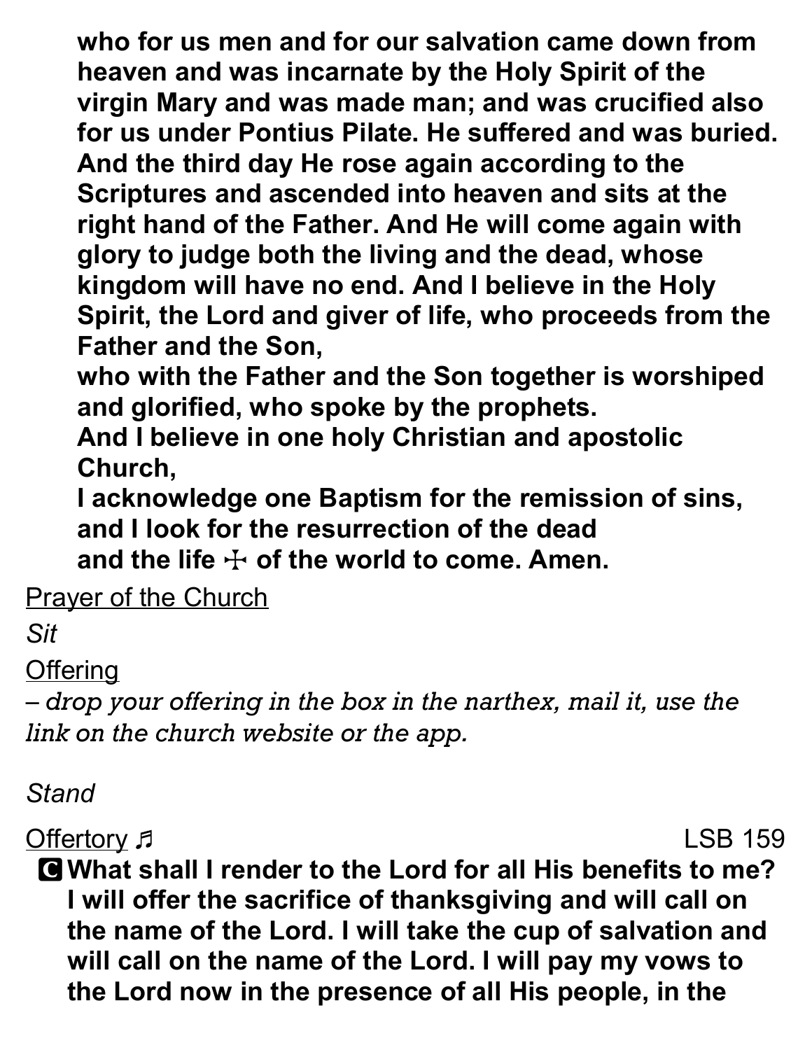**who for us men and for our salvation came down from heaven and was incarnate by the Holy Spirit of the virgin Mary and was made man; and was crucified also for us under Pontius Pilate. He suffered and was buried. And the third day He rose again according to the Scriptures and ascended into heaven and sits at the right hand of the Father. And He will come again with glory to judge both the living and the dead, whose kingdom will have no end. And I believe in the Holy Spirit, the Lord and giver of life, who proceeds from the Father and the Son,**
**who with the Father and the Son together is worshiped and glorified, who spoke by the prophets.**
**And I believe in one holy Christian and apostolic Church,**
**I acknowledge one Baptism for the remission of sins,**
**and I look for the resurrection of the dead**
**and the life ☩ of the world to come. Amen.**

Prayer of the Church

*Sit*

Offering

*– drop your offering in the box in the narthex, mail it, use the link on the church website or the app.*

*Stand*

Offertory ♬ LSB 159

**C What shall I render to the Lord for all His benefits to me? I will offer the sacrifice of thanksgiving and will call on the name of the Lord. I will take the cup of salvation and will call on the name of the Lord. I will pay my vows to the Lord now in the presence of all His people, in the**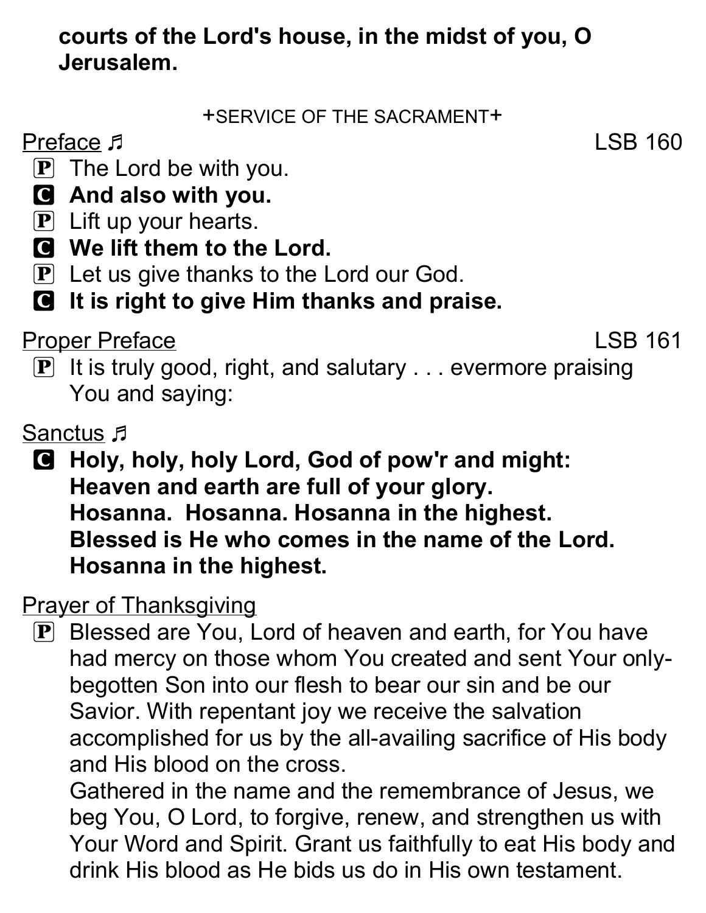**courts of the Lord's house, in the midst of you, O Jerusalem.**

+SERVICE OF THE SACRAMENT+

Preface ♬ LSB 160

Ⓟ The Lord be with you.

Ⓒ **And also with you.**

Ⓟ Lift up your hearts.

Ⓒ **We lift them to the Lord.**

Ⓟ Let us give thanks to the Lord our God.

Ⓒ **It is right to give Him thanks and praise.**

Proper Preface LSB 161

Ⓟ It is truly good, right, and salutary . . . evermore praising You and saying:

Sanctus ♬

Ⓒ **Holy, holy, holy Lord, God of pow'r and might:**
**Heaven and earth are full of your glory.**
**Hosanna. Hosanna. Hosanna in the highest.**
**Blessed is He who comes in the name of the Lord.**
**Hosanna in the highest.**

Prayer of Thanksgiving

Ⓟ Blessed are You, Lord of heaven and earth, for You have had mercy on those whom You created and sent Your only-begotten Son into our flesh to bear our sin and be our Savior. With repentant joy we receive the salvation accomplished for us by the all-availing sacrifice of His body and His blood on the cross.
Gathered in the name and the remembrance of Jesus, we beg You, O Lord, to forgive, renew, and strengthen us with Your Word and Spirit. Grant us faithfully to eat His body and drink His blood as He bids us do in His own testament.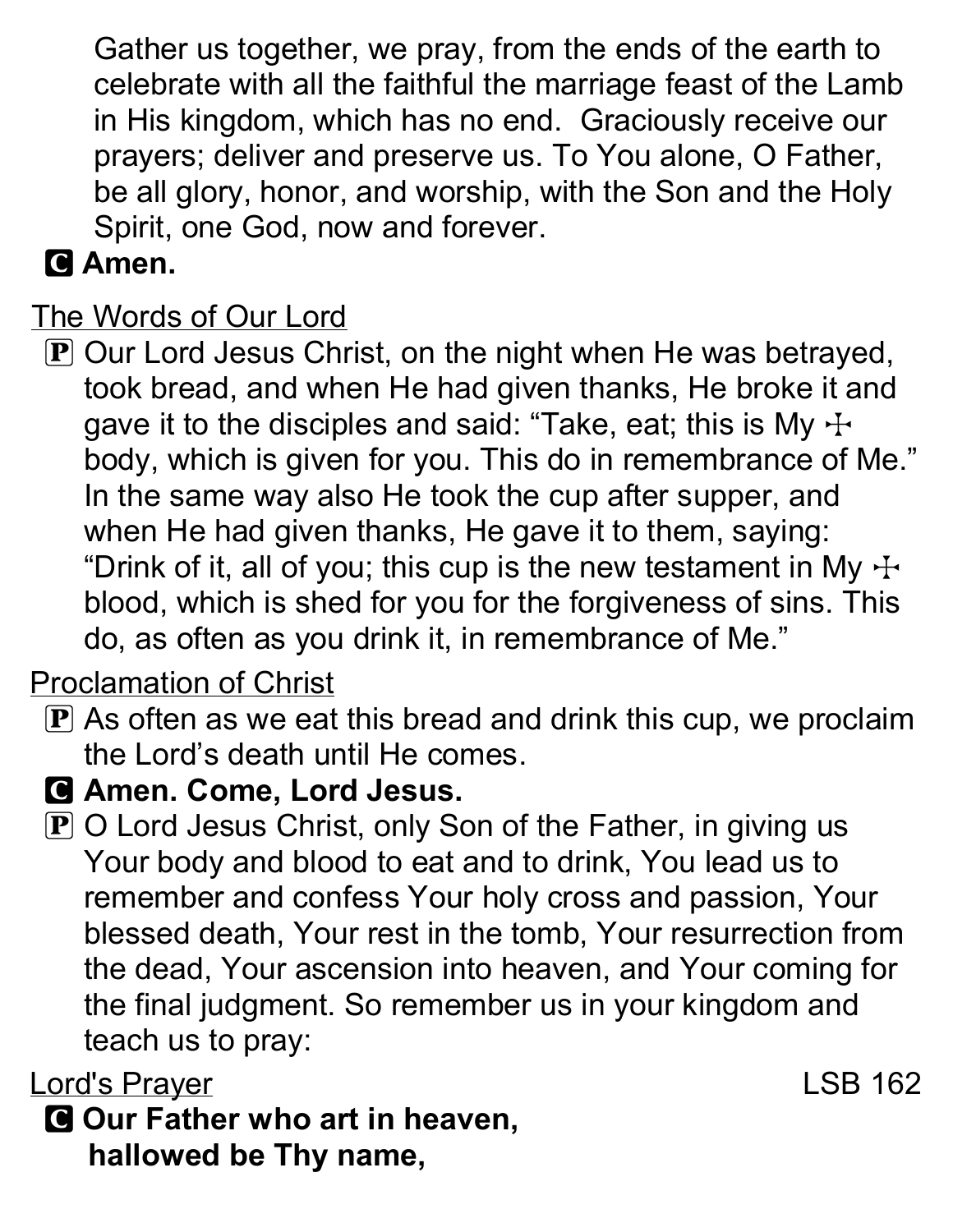Gather us together, we pray, from the ends of the earth to celebrate with all the faithful the marriage feast of the Lamb in His kingdom, which has no end. Graciously receive our prayers; deliver and preserve us. To You alone, O Father, be all glory, honor, and worship, with the Son and the Holy Spirit, one God, now and forever.

**C Amen.**

The Words of Our Lord

P Our Lord Jesus Christ, on the night when He was betrayed, took bread, and when He had given thanks, He broke it and gave it to the disciples and said: “Take, eat; this is My ☩ body, which is given for you. This do in remembrance of Me.” In the same way also He took the cup after supper, and when He had given thanks, He gave it to them, saying: “Drink of it, all of you; this cup is the new testament in My ☩ blood, which is shed for you for the forgiveness of sins. This do, as often as you drink it, in remembrance of Me.”

Proclamation of Christ

P As often as we eat this bread and drink this cup, we proclaim the Lord’s death until He comes.

**C Amen. Come, Lord Jesus.**

P O Lord Jesus Christ, only Son of the Father, in giving us Your body and blood to eat and to drink, You lead us to remember and confess Your holy cross and passion, Your blessed death, Your rest in the tomb, Your resurrection from the dead, Your ascension into heaven, and Your coming for the final judgment. So remember us in your kingdom and teach us to pray:

Lord's Prayer LSB 162

**C Our Father who art in heaven,**
**hallowed be Thy name,**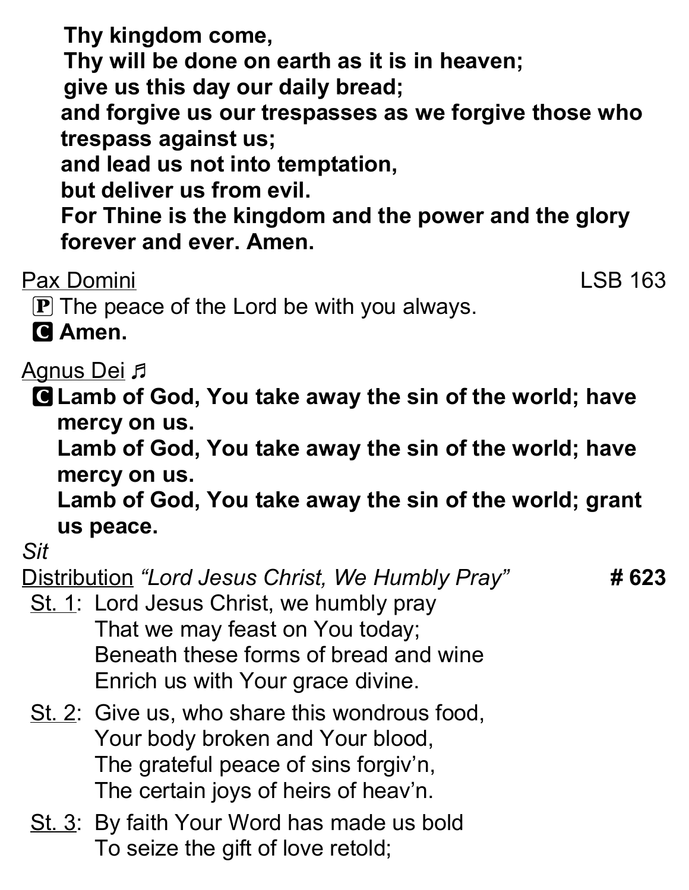**Thy kingdom come,**
**Thy will be done on earth as it is in heaven;**
**give us this day our daily bread;**
**and forgive us our trespasses as we forgive those who trespass against us;**
**and lead us not into temptation,**
**but deliver us from evil.**
**For Thine is the kingdom and the power and the glory forever and ever. Amen.**

Pax Domini LSB 163

Ⓟ The peace of the Lord be with you always.
Ⓒ **Amen.**

Agnus Dei ♬

Ⓒ **Lamb of God, You take away the sin of the world; have mercy on us.**
**Lamb of God, You take away the sin of the world; have mercy on us.**
**Lamb of God, You take away the sin of the world; grant us peace.**

*Sit*

Distribution *“Lord Jesus Christ, We Humbly Pray”* **# 623**

St. 1: Lord Jesus Christ, we humbly pray
That we may feast on You today;
Beneath these forms of bread and wine
Enrich us with Your grace divine.

St. 2: Give us, who share this wondrous food,
Your body broken and Your blood,
The grateful peace of sins forgiv’n,
The certain joys of heirs of heav’n.

St. 3: By faith Your Word has made us bold
To seize the gift of love retold;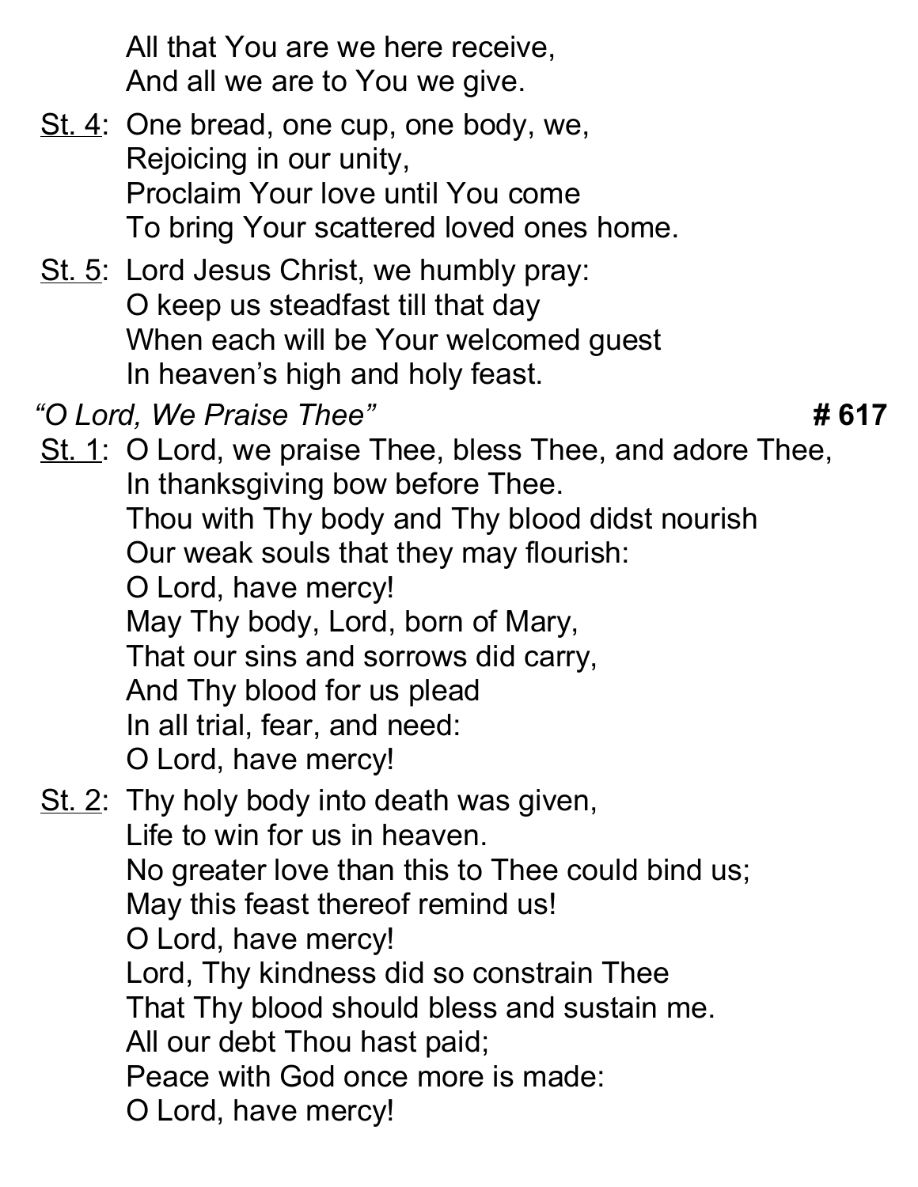All that You are we here receive,
And all we are to You we give.

<u>St. 4</u>: One bread, one cup, one body, we,
Rejoicing in our unity,
Proclaim Your love until You come
To bring Your scattered loved ones home.

<u>St. 5</u>: Lord Jesus Christ, we humbly pray:
O keep us steadfast till that day
When each will be Your welcomed guest
In heaven's high and holy feast.

*"O Lord, We Praise Thee"* **# 617**

<u>St. 1</u>: O Lord, we praise Thee, bless Thee, and adore Thee,
In thanksgiving bow before Thee.
Thou with Thy body and Thy blood didst nourish
Our weak souls that they may flourish:
O Lord, have mercy!
May Thy body, Lord, born of Mary,
That our sins and sorrows did carry,
And Thy blood for us plead
In all trial, fear, and need:
O Lord, have mercy!

<u>St. 2</u>: Thy holy body into death was given,
Life to win for us in heaven.
No greater love than this to Thee could bind us;
May this feast thereof remind us!
O Lord, have mercy!
Lord, Thy kindness did so constrain Thee
That Thy blood should bless and sustain me.
All our debt Thou hast paid;
Peace with God once more is made:
O Lord, have mercy!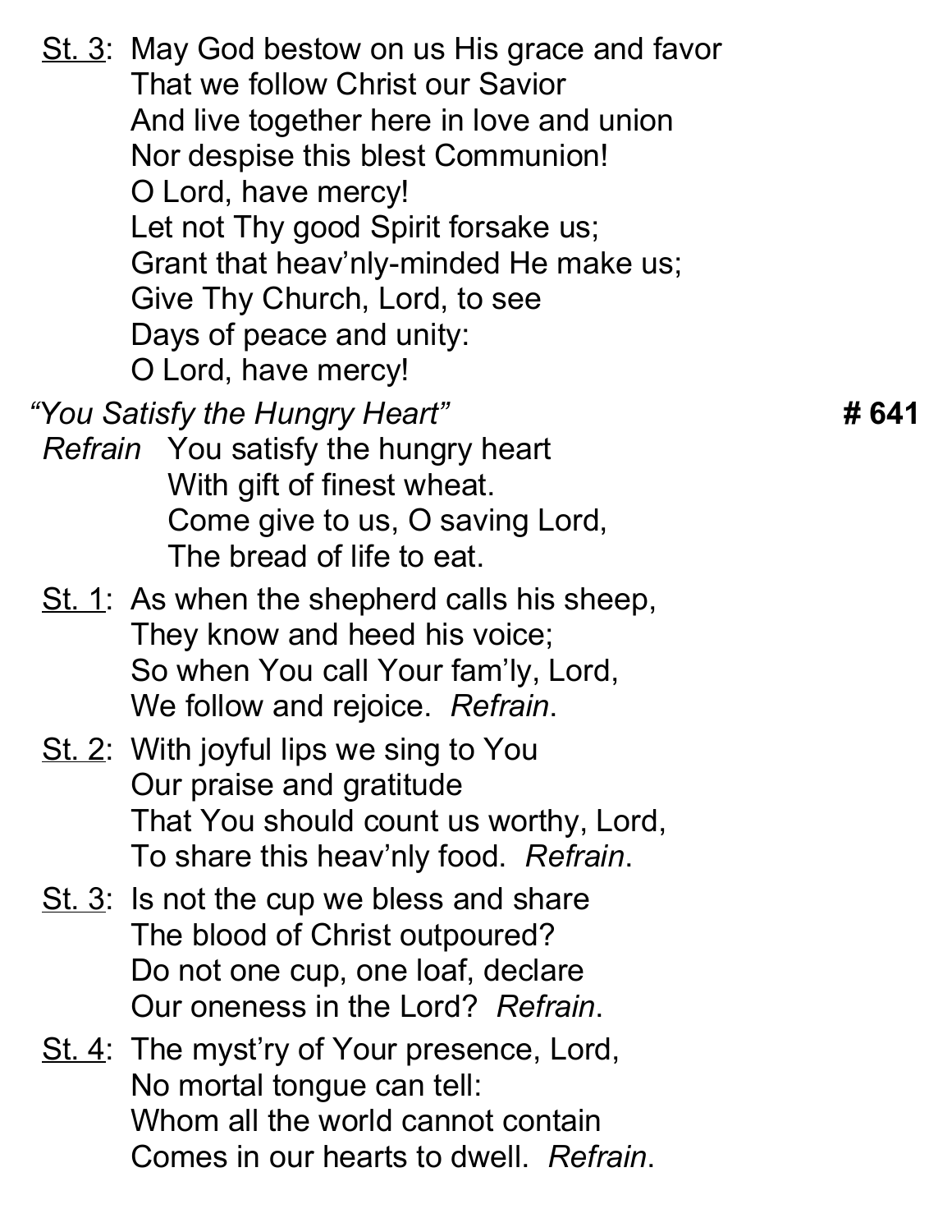St. 3: May God bestow on us His grace and favor
That we follow Christ our Savior
And live together here in love and union
Nor despise this blest Communion!
O Lord, have mercy!
Let not Thy good Spirit forsake us;
Grant that heav'nly-minded He make us;
Give Thy Church, Lord, to see
Days of peace and unity:
O Lord, have mercy!

*"You Satisfy the Hungry Heart"* **# 641**

*Refrain* You satisfy the hungry heart
With gift of finest wheat.
Come give to us, O saving Lord,
The bread of life to eat.

St. 1: As when the shepherd calls his sheep,
They know and heed his voice;
So when You call Your fam'ly, Lord,
We follow and rejoice. *Refrain*.

St. 2: With joyful lips we sing to You
Our praise and gratitude
That You should count us worthy, Lord,
To share this heav'nly food. *Refrain*.

St. 3: Is not the cup we bless and share
The blood of Christ outpoured?
Do not one cup, one loaf, declare
Our oneness in the Lord? *Refrain*.

St. 4: The myst'ry of Your presence, Lord,
No mortal tongue can tell:
Whom all the world cannot contain
Comes in our hearts to dwell. *Refrain*.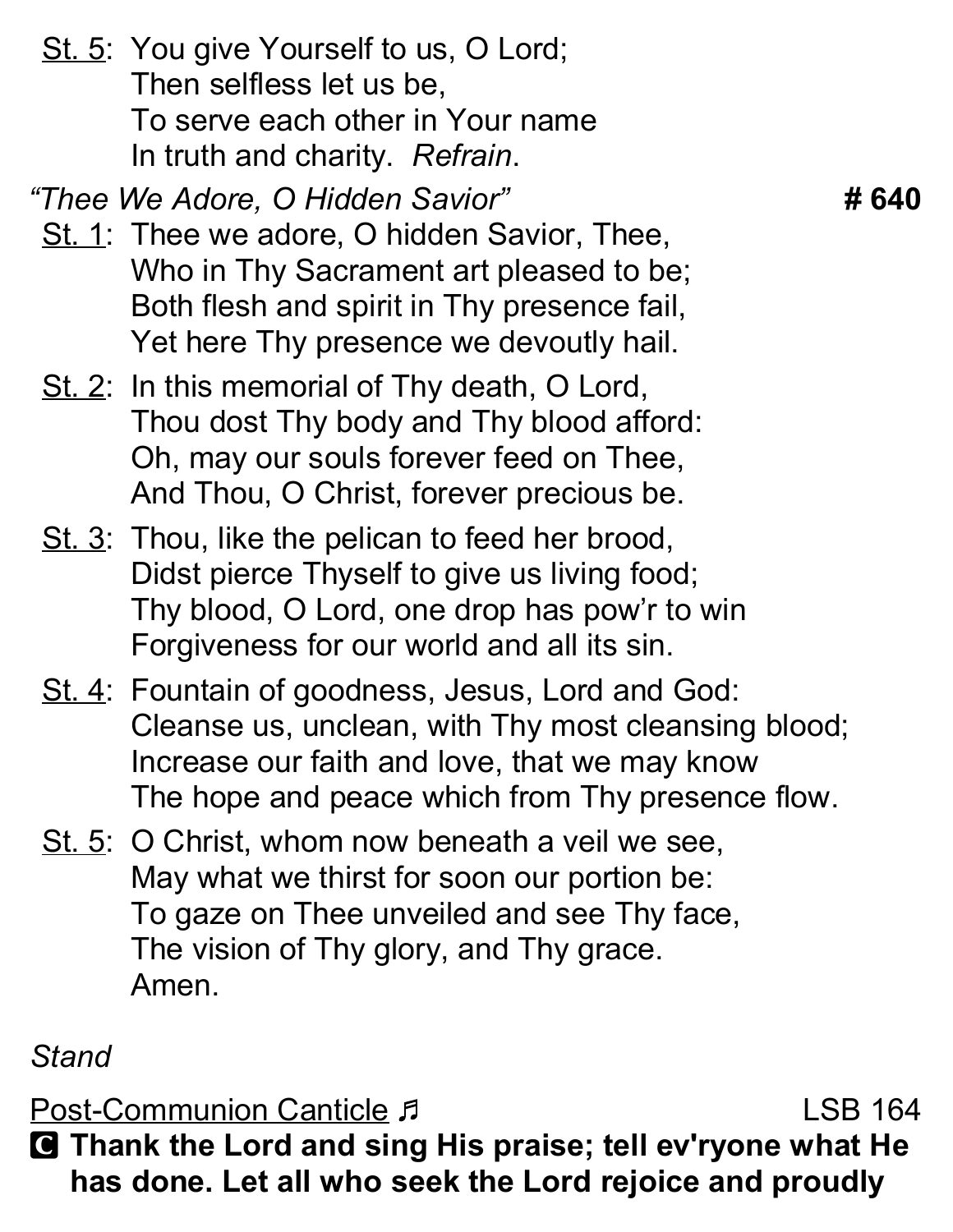St. 5: You give Yourself to us, O Lord;
Then selfless let us be,
To serve each other in Your name
In truth and charity. *Refrain*.

*"Thee We Adore, O Hidden Savior"* **# 640**

St. 1: Thee we adore, O hidden Savior, Thee,
Who in Thy Sacrament art pleased to be;
Both flesh and spirit in Thy presence fail,
Yet here Thy presence we devoutly hail.

St. 2: In this memorial of Thy death, O Lord,
Thou dost Thy body and Thy blood afford:
Oh, may our souls forever feed on Thee,
And Thou, O Christ, forever precious be.

St. 3: Thou, like the pelican to feed her brood,
Didst pierce Thyself to give us living food;
Thy blood, O Lord, one drop has pow'r to win
Forgiveness for our world and all its sin.

St. 4: Fountain of goodness, Jesus, Lord and God:
Cleanse us, unclean, with Thy most cleansing blood;
Increase our faith and love, that we may know
The hope and peace which from Thy presence flow.

St. 5: O Christ, whom now beneath a veil we see,
May what we thirst for soon our portion be:
To gaze on Thee unveiled and see Thy face,
The vision of Thy glory, and Thy grace.
Amen.

*Stand*

Post-Communion Canticle ♬ LSB 164

**C Thank the Lord and sing His praise; tell ev'ryone what He has done. Let all who seek the Lord rejoice and proudly**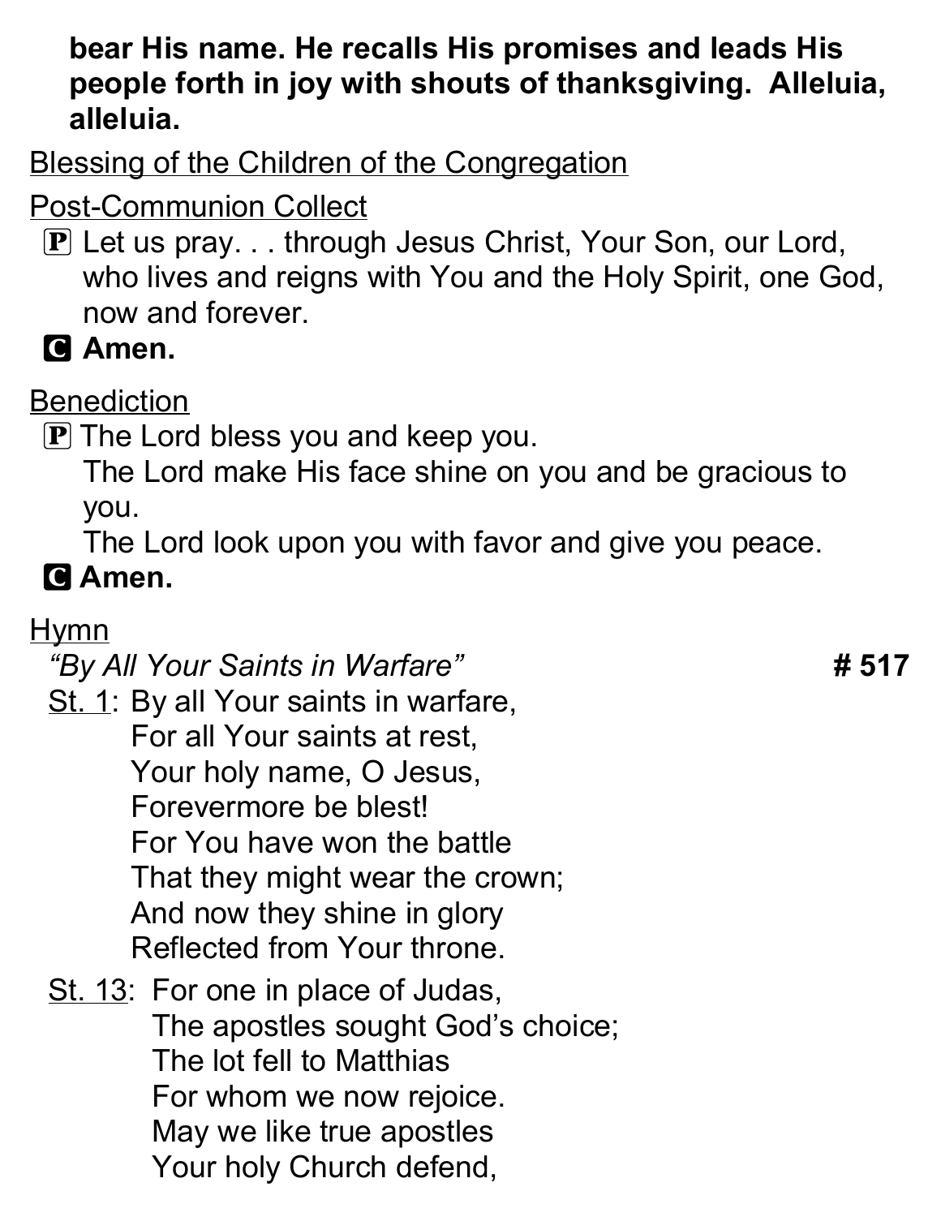**bear His name. He recalls His promises and leads His people forth in joy with shouts of thanksgiving. Alleluia, alleluia.**

Blessing of the Children of the Congregation

Post-Communion Collect

Ⓟ Let us pray. . . through Jesus Christ, Your Son, our Lord, who lives and reigns with You and the Holy Spirit, one God, now and forever.

**Ⓒ Amen.**

Benediction

Ⓟ The Lord bless you and keep you.
The Lord make His face shine on you and be gracious to you.
The Lord look upon you with favor and give you peace.

**Ⓒ Amen.**

Hymn

*"By All Your Saints in Warfare"* **# 517**

St. 1: By all Your saints in warfare,
For all Your saints at rest,
Your holy name, O Jesus,
Forevermore be blest!
For You have won the battle
That they might wear the crown;
And now they shine in glory
Reflected from Your throne.

St. 13: For one in place of Judas,
The apostles sought God's choice;
The lot fell to Matthias
For whom we now rejoice.
May we like true apostles
Your holy Church defend,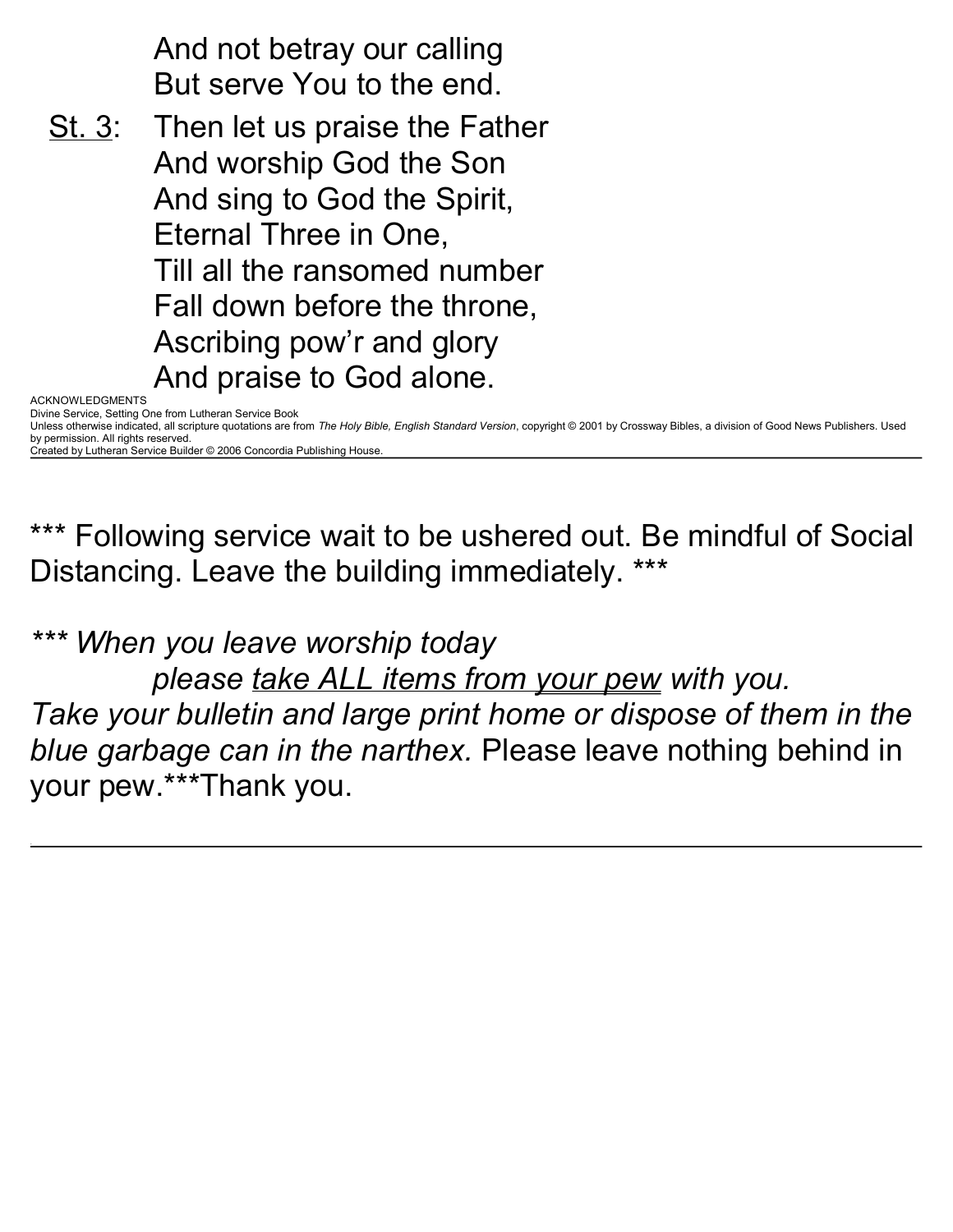And not betray our calling  
But serve You to the end.

St. 3: Then let us praise the Father  
And worship God the Son  
And sing to God the Spirit,  
Eternal Three in One,  
Till all the ransomed number  
Fall down before the throne,  
Ascribing pow'r and glory  
And praise to God alone.

ACKNOWLEDGMENTS  
Divine Service, Setting One from Lutheran Service Book  
Unless otherwise indicated, all scripture quotations are from *The Holy Bible, English Standard Version*, copyright © 2001 by Crossway Bibles, a division of Good News Publishers. Used by permission. All rights reserved.  
Created by Lutheran Service Builder © 2006 Concordia Publishing House.

---

*** Following service wait to be ushered out. Be mindful of Social Distancing. Leave the building immediately. ***

*\*\*\* When you leave worship today*  
*please take ALL items from your pew with you.*  
*Take your bulletin and large print home or dispose of them in the blue garbage can in the narthex.* Please leave nothing behind in your pew.***Thank you.

---